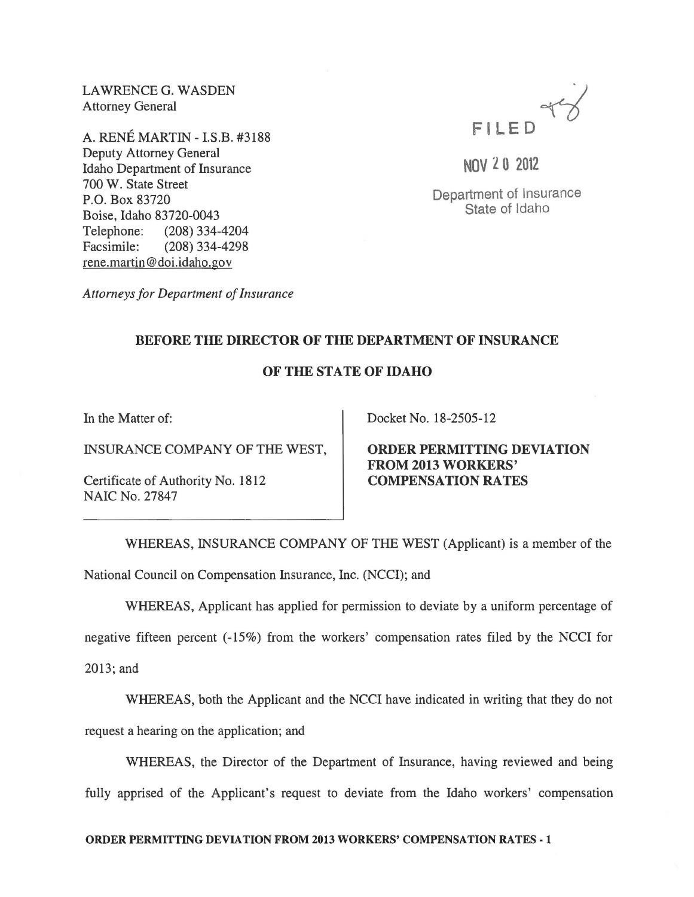LAWRENCE G. WASDEN
Attorney General

A. RENÉ MARTIN - I.S.B. #3188
Deputy Attorney General
Idaho Department of Insurance
700 W. State Street
P.O. Box 83720
Boise, Idaho 83720-0043
Telephone: (208) 334-4204
Facsimile: (208) 334-4298
rene.martin@doi.idaho.gov

*Attorneys for Department of Insurance*

FILED

NOV 20 2012

Department of Insurance
State of Idaho

**BEFORE THE DIRECTOR OF THE DEPARTMENT OF INSURANCE**

**OF THE STATE OF IDAHO**

In the Matter of:

INSURANCE COMPANY OF THE WEST,

Certificate of Authority No. 1812
NAIC No. 27847

Docket No. 18-2505-12

**ORDER PERMITTING DEVIATION FROM 2013 WORKERS' COMPENSATION RATES**

WHEREAS, INSURANCE COMPANY OF THE WEST (Applicant) is a member of the National Council on Compensation Insurance, Inc. (NCCI); and

WHEREAS, Applicant has applied for permission to deviate by a uniform percentage of negative fifteen percent (-15%) from the workers' compensation rates filed by the NCCI for 2013; and

WHEREAS, both the Applicant and the NCCI have indicated in writing that they do not request a hearing on the application; and

WHEREAS, the Director of the Department of Insurance, having reviewed and being fully apprised of the Applicant's request to deviate from the Idaho workers' compensation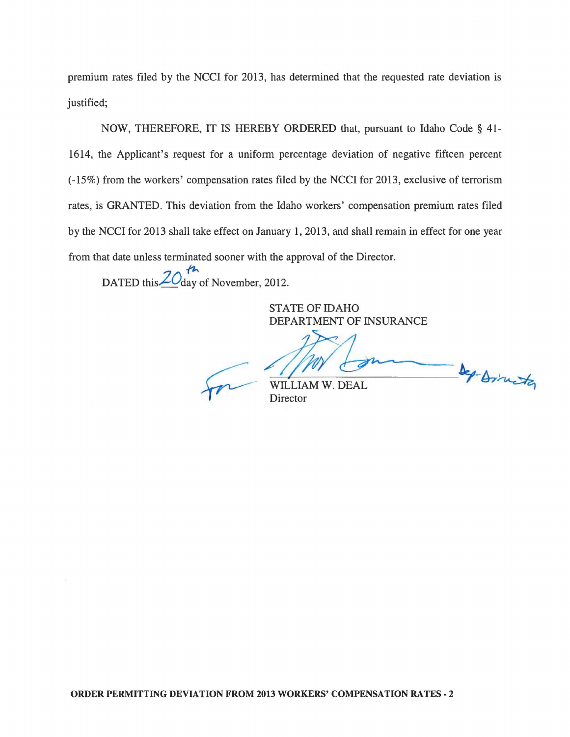premium rates filed by the NCCI for 2013, has determined that the requested rate deviation is justified;

NOW, THEREFORE, IT IS HEREBY ORDERED that, pursuant to Idaho Code § 41-1614, the Applicant's request for a uniform percentage deviation of negative fifteen percent (-15%) from the workers' compensation rates filed by the NCCI for 2013, exclusive of terrorism rates, is GRANTED. This deviation from the Idaho workers' compensation premium rates filed by the NCCI for 2013 shall take effect on January 1, 2013, and shall remain in effect for one year from that date unless terminated sooner with the approval of the Director.

DATED this 20th day of November, 2012.

STATE OF IDAHO
DEPARTMENT OF INSURANCE

for WILLIAM W. DEAL, Dep. Director
Director

ORDER PERMITTING DEVIATION FROM 2013 WORKERS' COMPENSATION RATES - 2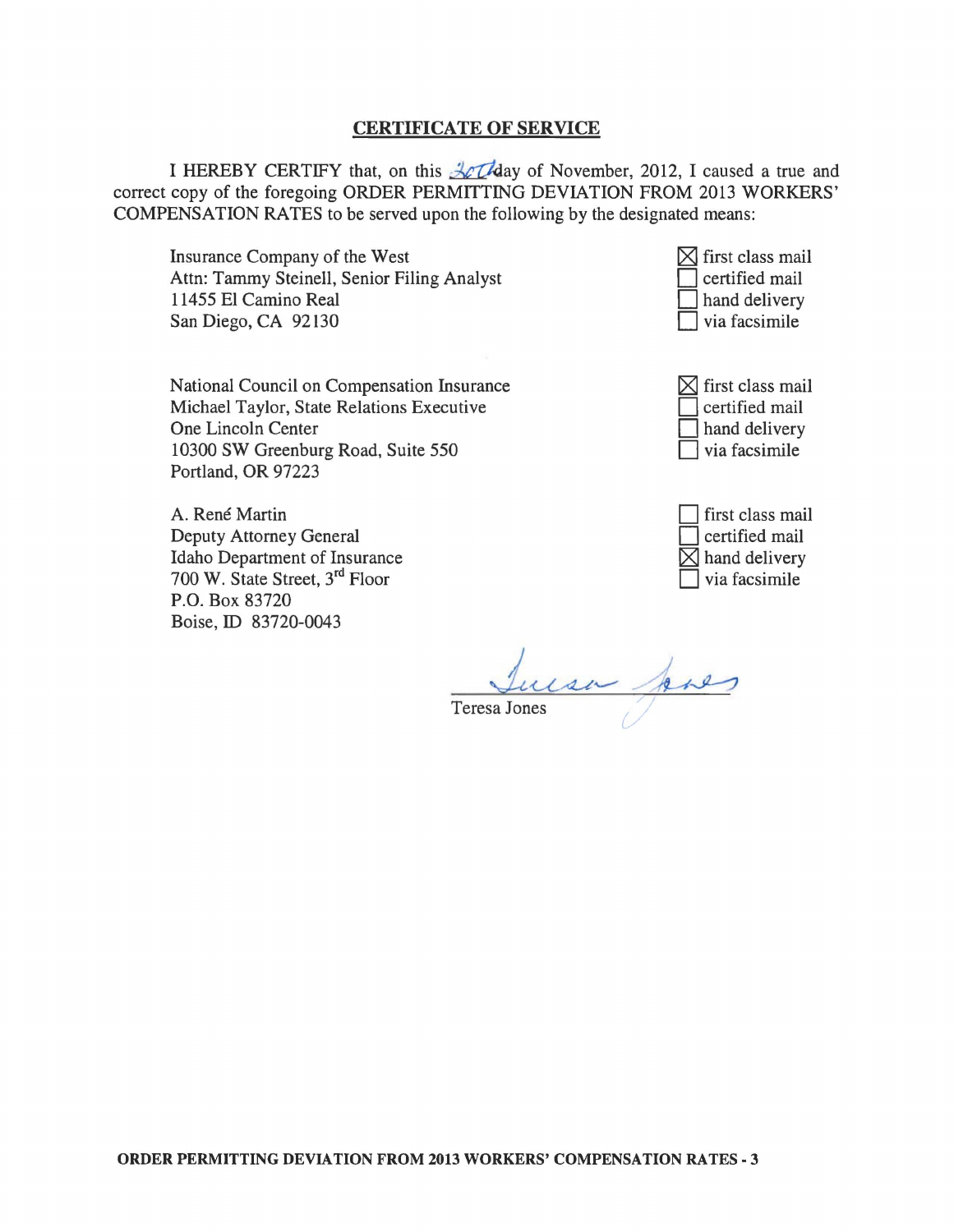## CERTIFICATE OF SERVICE

I HEREBY CERTIFY that, on this 30th day of November, 2012, I caused a true and correct copy of the foregoing ORDER PERMITTING DEVIATION FROM 2013 WORKERS' COMPENSATION RATES to be served upon the following by the designated means:

| | |
|---|---|
| Insurance Company of the West<br>Attn: Tammy Steinell, Senior Filing Analyst<br>11455 El Camino Real<br>San Diego, CA 92130 | ☒ first class mail<br>☐ certified mail<br>☐ hand delivery<br>☐ via facsimile |
| National Council on Compensation Insurance<br>Michael Taylor, State Relations Executive<br>One Lincoln Center<br>10300 SW Greenburg Road, Suite 550<br>Portland, OR 97223 | ☒ first class mail<br>☐ certified mail<br>☐ hand delivery<br>☐ via facsimile |
| A. René Martin<br>Deputy Attorney General<br>Idaho Department of Insurance<br>700 W. State Street, 3rd Floor<br>P.O. Box 83720<br>Boise, ID 83720-0043 | ☐ first class mail<br>☐ certified mail<br>☒ hand delivery<br>☐ via facsimile |

Teresa Jones